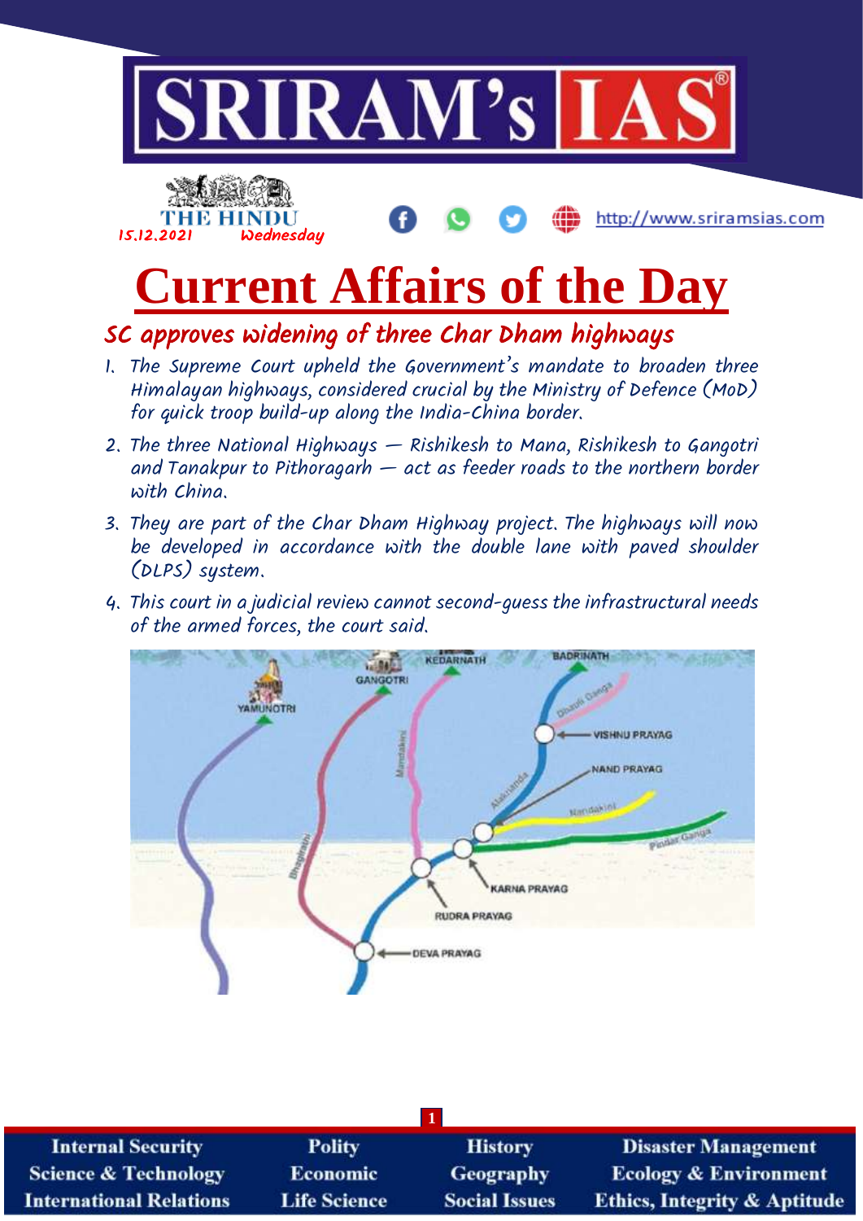# SRIRAM's IAS

THE HINDU
15.12.2021 Wednesday

http://www.sriramsias.com

# Current Affairs of the Day

## SC approves widening of three Char Dham highways

1. The Supreme Court upheld the Government's mandate to broaden three Himalayan highways, considered crucial by the Ministry of Defence (MoD) for quick troop build-up along the India-China border.
2. The three National Highways — Rishikesh to Mana, Rishikesh to Gangotri and Tanakpur to Pithoragarh — act as feeder roads to the northern border with China.
3. They are part of the Char Dham Highway project. The highways will now be developed in accordance with the double lane with paved shoulder (DLPS) system.
4. This court in a judicial review cannot second-guess the infrastructural needs of the armed forces, the court said.

| Internal Security | Polity | History | Disaster Management |
| --- | --- | --- | --- |
| Science & Technology | Economic | Geography | Ecology & Environment |
| International Relations | Life Science | Social Issues | Ethics, Integrity & Aptitude |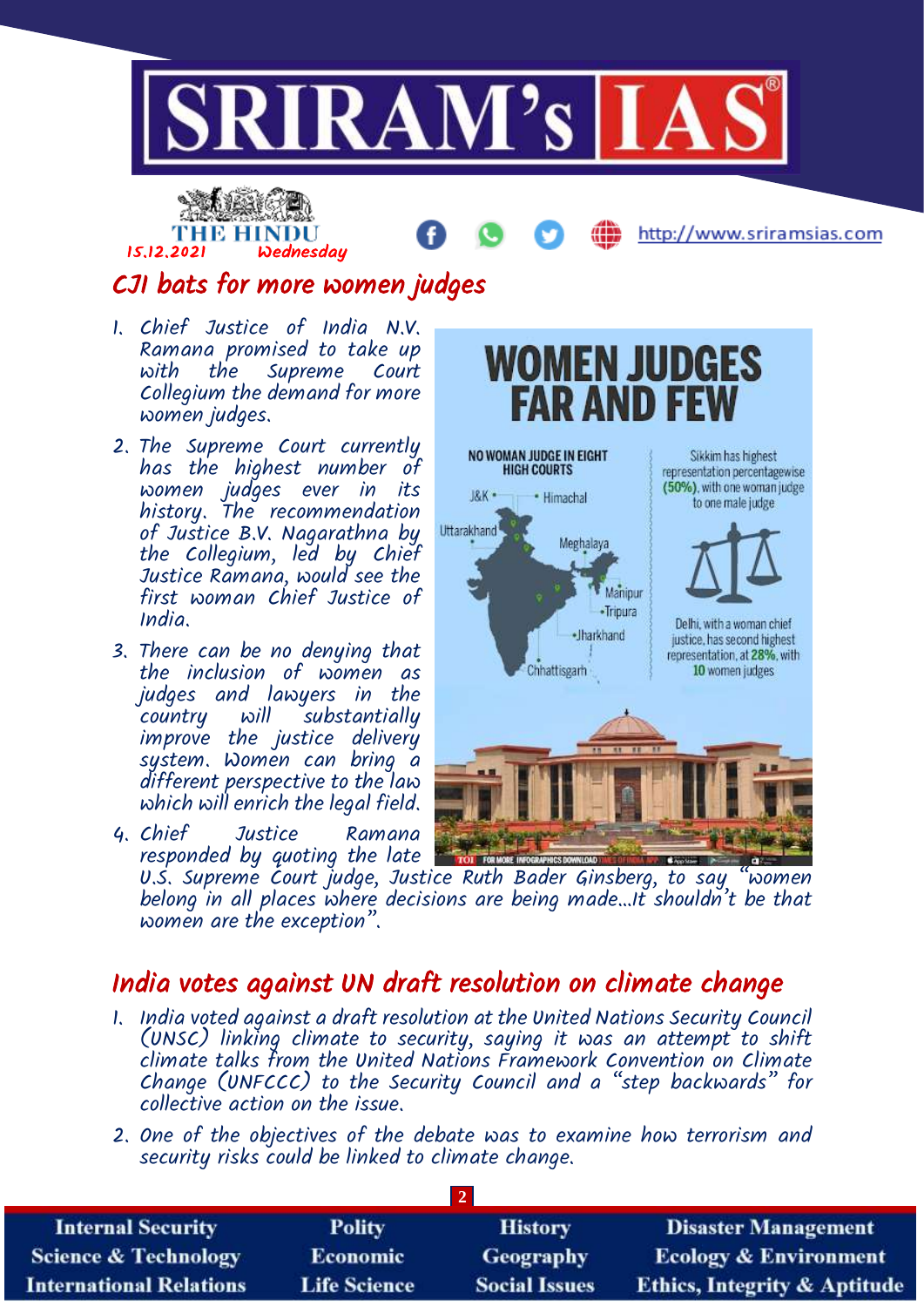# CJI bats for more women judges

1. Chief Justice of India N.V. Ramana promised to take up with the Supreme Court Collegium the demand for more women judges.
2. The Supreme Court currently has the highest number of women judges ever in its history. The recommendation of Justice B.V. Nagarathna by the Collegium, led by Chief Justice Ramana, would see the first woman Chief Justice of India.
3. There can be no denying that the inclusion of women as judges and lawyers in the country will substantially improve the justice delivery system. Women can bring a different perspective to the law which will enrich the legal field.
4. Chief Justice Ramana responded by quoting the late U.S. Supreme Court judge, Justice Ruth Bader Ginsberg, to say "women belong in all places where decisions are being made...It shouldn't be that women are the exception".

**WOMEN JUDGES FAR AND FEW**

NO WOMAN JUDGE IN EIGHT HIGH COURTS: J&K, Himachal, Uttarakhand, Meghalaya, Manipur, Tripura, Jharkhand, Chhattisgarh

Sikkim has highest representation percentagewise (50%), with one woman judge to one male judge

Delhi, with a woman chief justice, has second highest representation, at 28%, with 10 women judges

# India votes against UN draft resolution on climate change

1. India voted against a draft resolution at the United Nations Security Council (UNSC) linking climate to security, saying it was an attempt to shift climate talks from the United Nations Framework Convention on Climate Change (UNFCCC) to the Security Council and a "step backwards" for collective action on the issue.
2. One of the objectives of the debate was to examine how terrorism and security risks could be linked to climate change.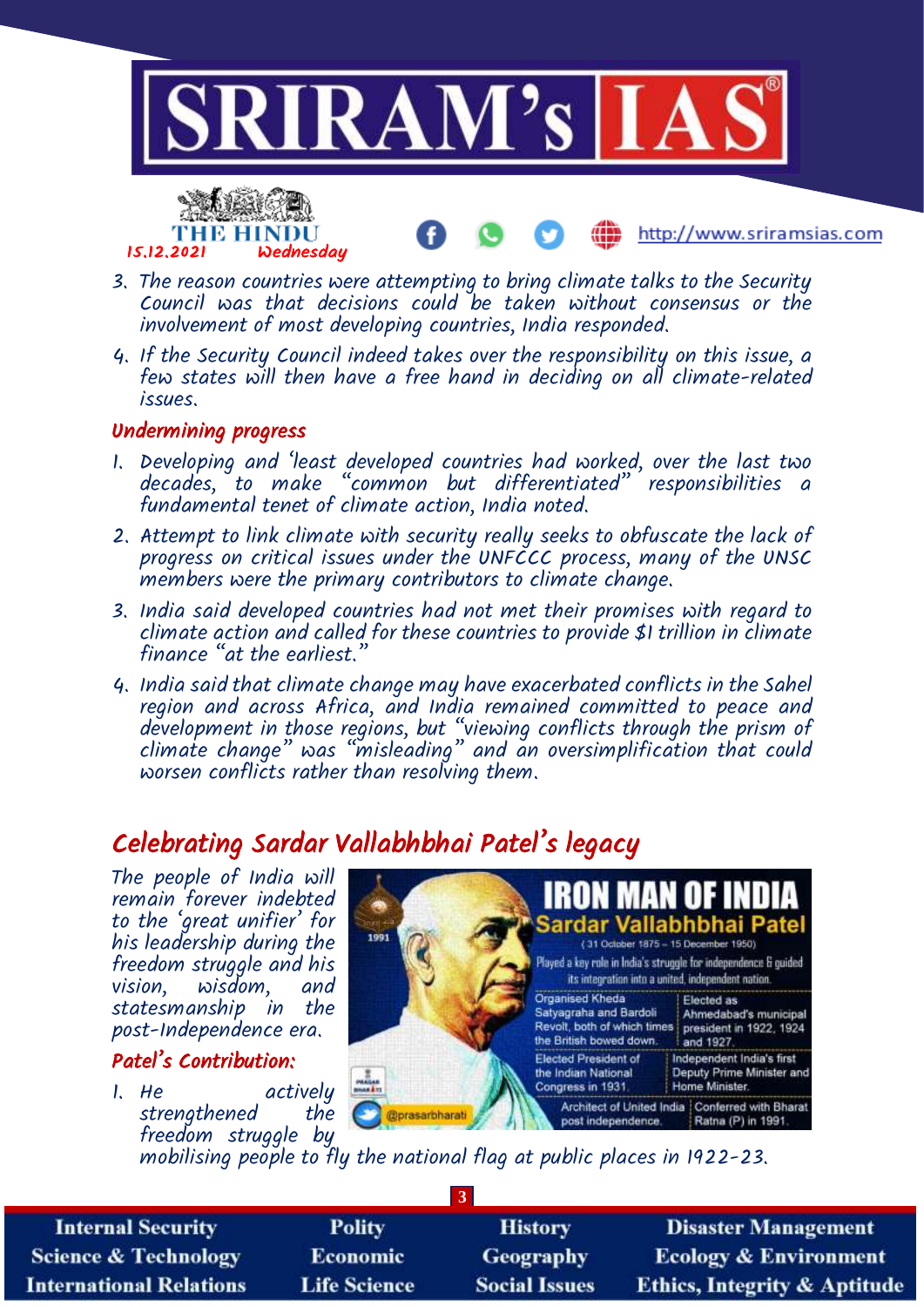3. The reason countries were attempting to bring climate talks to the Security Council was that decisions could be taken without consensus or the involvement of most developing countries, India responded.
4. If the Security Council indeed takes over the responsibility on this issue, a few states will then have a free hand in deciding on all climate-related issues.

## Undermining progress

1. Developing and 'least developed countries had worked, over the last two decades, to make "common but differentiated" responsibilities a fundamental tenet of climate action, India noted.
2. Attempt to link climate with security really seeks to obfuscate the lack of progress on critical issues under the UNFCCC process, many of the UNSC members were the primary contributors to climate change.
3. India said developed countries had not met their promises with regard to climate action and called for these countries to provide $1 trillion in climate finance "at the earliest."
4. India said that climate change may have exacerbated conflicts in the Sahel region and across Africa, and India remained committed to peace and development in those regions, but "viewing conflicts through the prism of climate change" was "misleading" and an oversimplification that could worsen conflicts rather than resolving them.

# Celebrating Sardar Vallabhbhai Patel's legacy

The people of India will remain forever indebted to the 'great unifier' for his leadership during the freedom struggle and his vision, wisdom, and statesmanship in the post-Independence era.

IRON MAN OF INDIA
Sardar Vallabhbhai Patel
(31 October 1875 – 15 December 1950)
Played a key role in India's struggle for independence & guided its integration into a united, independent nation.
Organised Kheda Satyagraha and Bardoli Revolt, both of which times the British bowed down.
Elected as Ahmedabad's municipal president in 1922, 1924 and 1927.
Elected President of the Indian National Congress in 1931.
Independent India's first Deputy Prime Minister and Home Minister.
Architect of United India post independence.
Conferred with Bharat Ratna (P) in 1991.
@prasarbharati

## Patel's Contribution:

1. He actively strengthened the freedom struggle by mobilising people to fly the national flag at public places in 1922-23.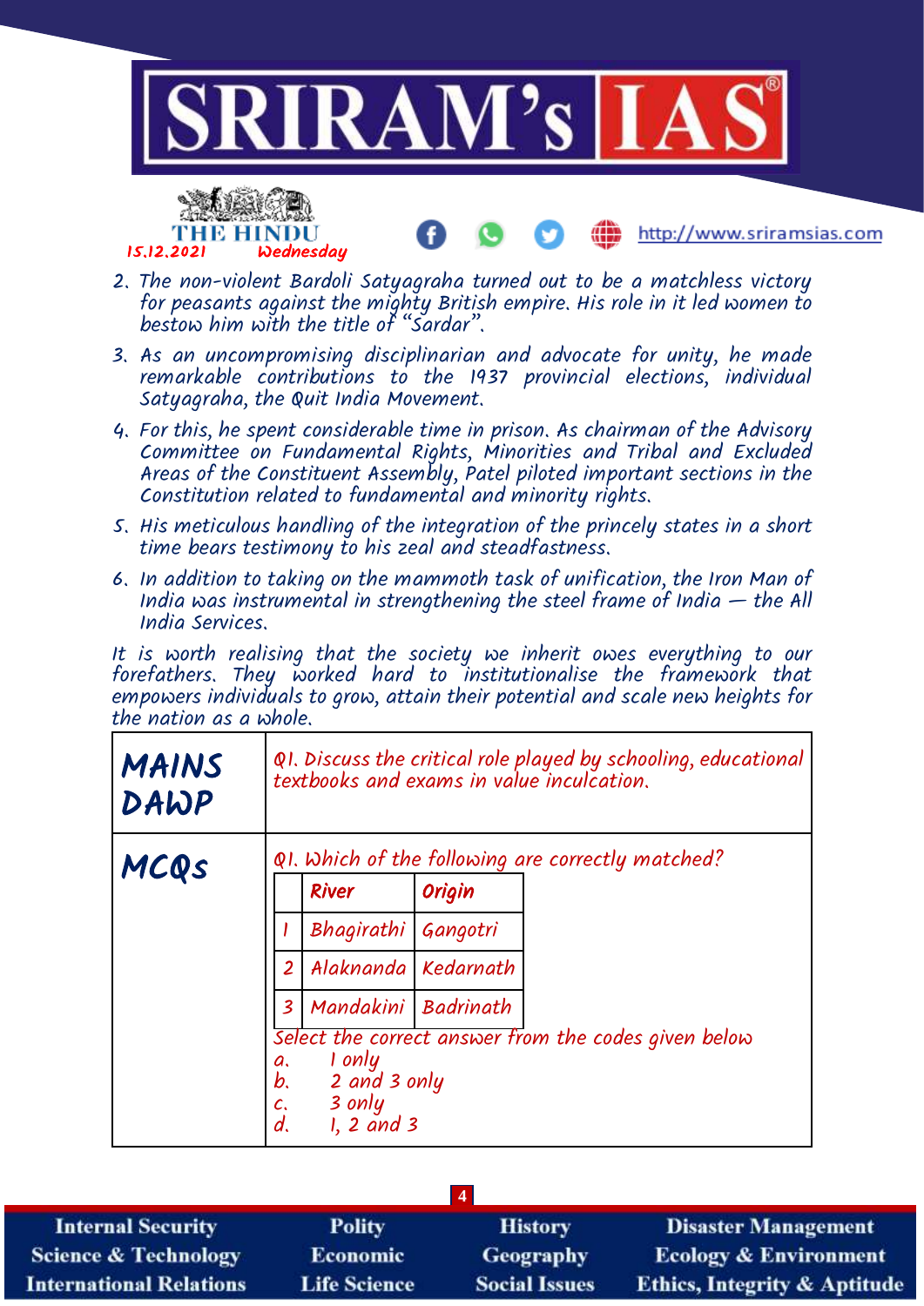2. The non-violent Bardoli Satyagraha turned out to be a matchless victory for peasants against the mighty British empire. His role in it led women to bestow him with the title of "Sardar".
3. As an uncompromising disciplinarian and advocate for unity, he made remarkable contributions to the 1937 provincial elections, individual Satyagraha, the Quit India Movement.
4. For this, he spent considerable time in prison. As chairman of the Advisory Committee on Fundamental Rights, Minorities and Tribal and Excluded Areas of the Constituent Assembly, Patel piloted important sections in the Constitution related to fundamental and minority rights.
5. His meticulous handling of the integration of the princely states in a short time bears testimony to his zeal and steadfastness.
6. In addition to taking on the mammoth task of unification, the Iron Man of India was instrumental in strengthening the steel frame of India — the All India Services.

It is worth realising that the society we inherit owes everything to our forefathers. They worked hard to institutionalise the framework that empowers individuals to grow, attain their potential and scale new heights for the nation as a whole.

## MAINS DAWP

Q1. Discuss the critical role played by schooling, educational textbooks and exams in value inculcation.

## MCQs

Q1. Which of the following are correctly matched?

| | River | Origin |
|---|---|---|
| 1 | Bhagirathi | Gangotri |
| 2 | Alaknanda | Kedarnath |
| 3 | Mandakini | Badrinath |

Select the correct answer from the codes given below

a. 1 only
b. 2 and 3 only
c. 3 only
d. 1, 2 and 3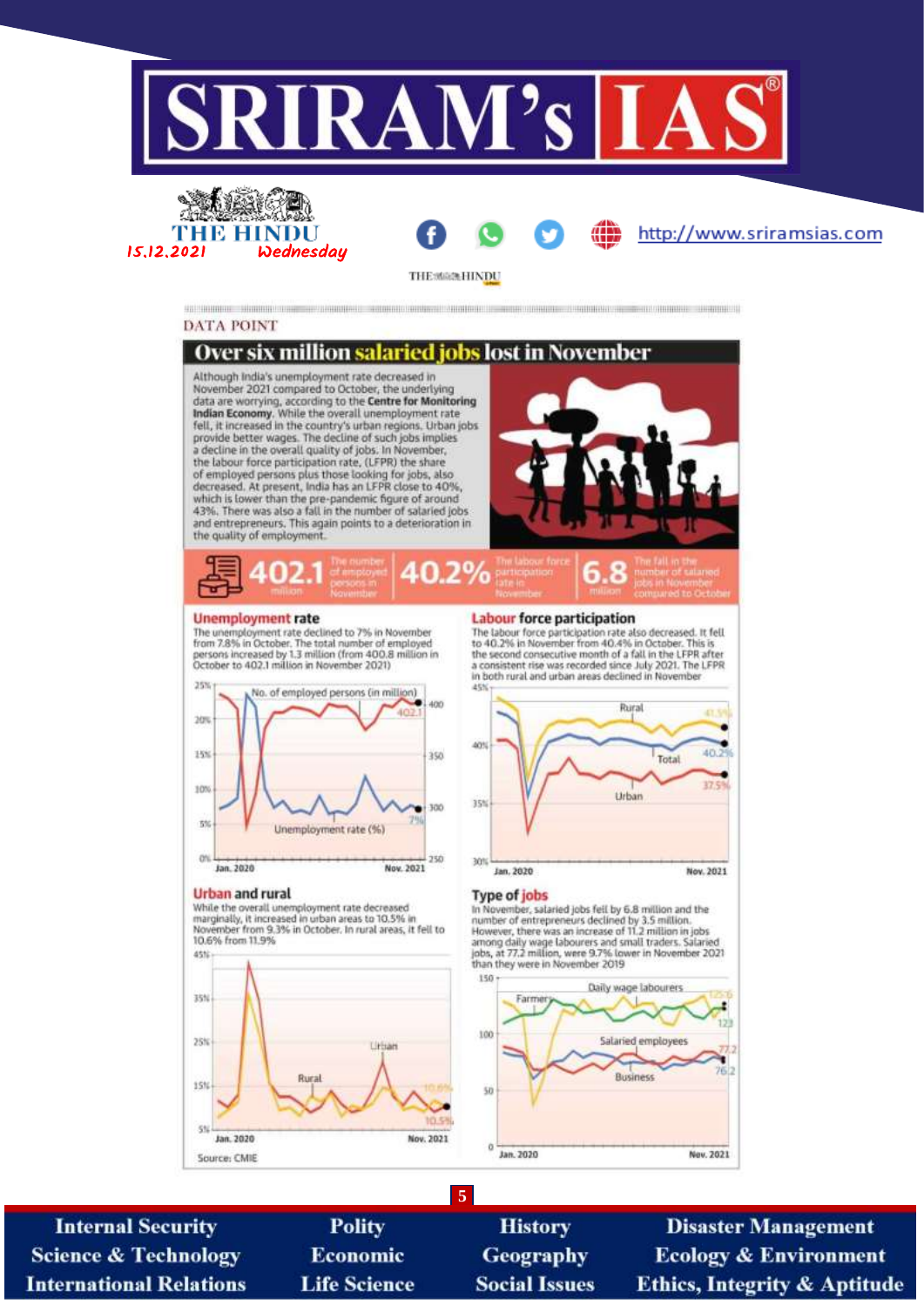DATA POINT

# Over six million salaried jobs lost in November

Although India's unemployment rate decreased in November 2021 compared to October, the underlying data are worrying, according to the **Centre for Monitoring Indian Economy**. While the overall unemployment rate fell, it increased in the country's urban regions. Urban jobs provide better wages. The decline of such jobs implies a decline in the overall quality of jobs. In November, the labour force participation rate, (LFPR) the share of employed persons plus those looking for jobs, also decreased. At present, India has an LFPR close to 40%, which is lower than the pre-pandemic figure of around 43%. There was also a fall in the number of salaried jobs and entrepreneurs. This again points to a deterioration in the quality of employment.

**402.1 million** — The number of employed persons in November

**40.2%** — The labour force participation rate in November

**6.8 million** — The fall in the number of salaried jobs in November compared to October

## Unemployment rate

The unemployment rate declined to 7% in November from 7.8% in October. The total number of employed persons increased by 1.3 million (from 400.8 million in October to 402.1 million in November 2021)

No. of employed persons (in million)
402.1
Unemployment rate (%)
7%
25%
20%
15%
10%
5%
0%
400
350
300
250
Jan. 2020
Nov. 2021

## Labour force participation

The labour force participation rate also decreased. It fell to 40.2% in November from 40.4% in October. This is the second consecutive month of a fall in the LFPR after a consistent rise was recorded since July 2021. The LFPR in both rural and urban areas declined in November

Rural
41.5%
Total
40.2%
Urban
37.5%
45%
40%
35%
30%
Jan. 2020
Nov. 2021

## Urban and rural

While the overall unemployment rate decreased marginally, it increased in urban areas to 10.5% in November from 9.3% in October. In rural areas, it fell to 10.6% from 11.9%

Urban
Rural
10.6%
10.5%
45%
35%
25%
15%
5%
Jan. 2020
Nov. 2021

## Type of jobs

In November, salaried jobs fell by 6.8 million and the number of entrepreneurs declined by 3.5 million. However, there was an increase of 11.2 million in jobs among daily wage labourers and small traders. Salaried jobs, at 77.2 million, were 9.7% lower in November 2021 than they were in November 2019

Daily wage labourers
Farmers
125.6
123
Salaried employees
77.2
Business
76.2
150
100
50
0
Jan. 2020
Nov. 2021

Source: CMIE